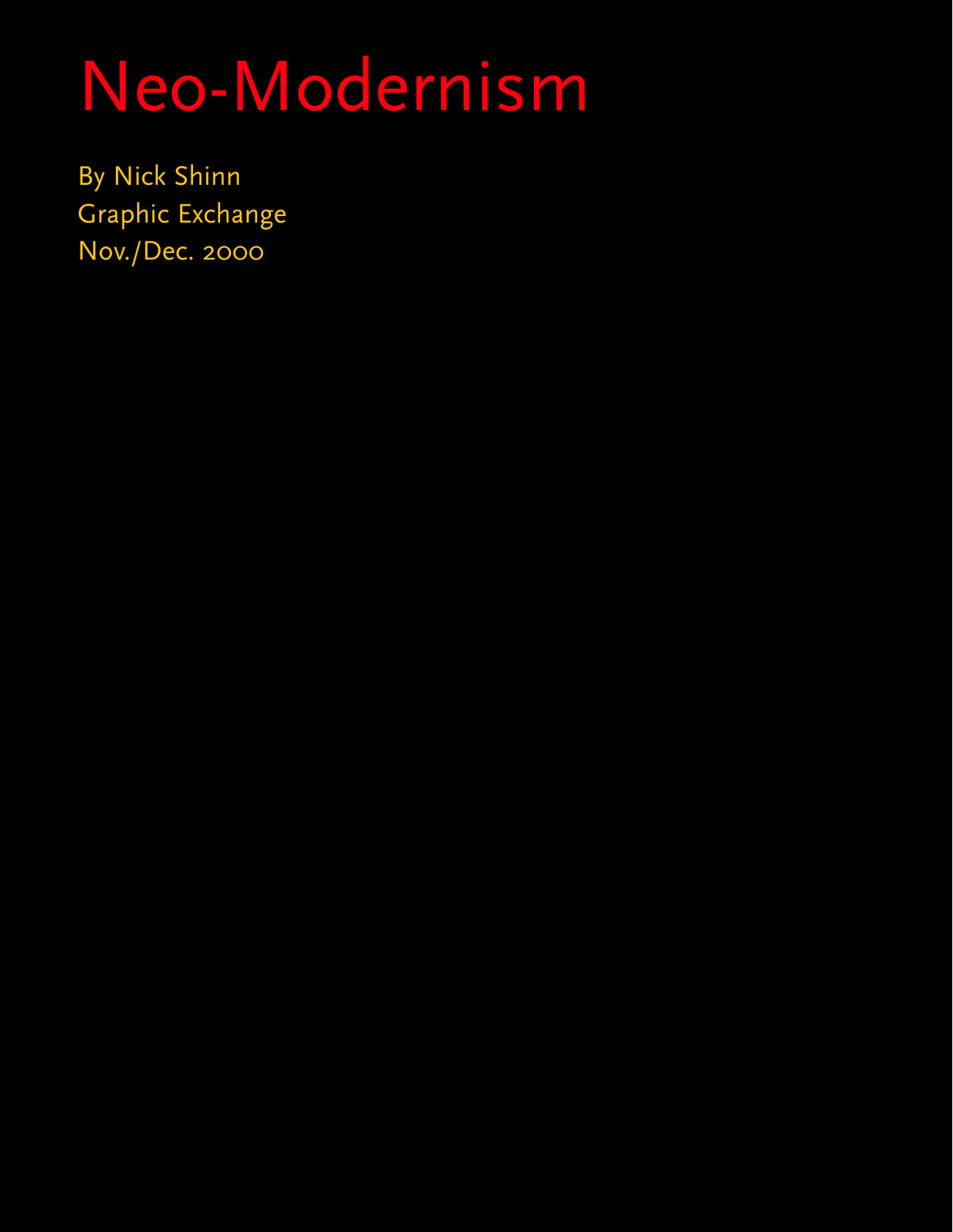# Neo-Modernism

By Nick Shinn
Graphic Exchange
Nov./Dec. 2000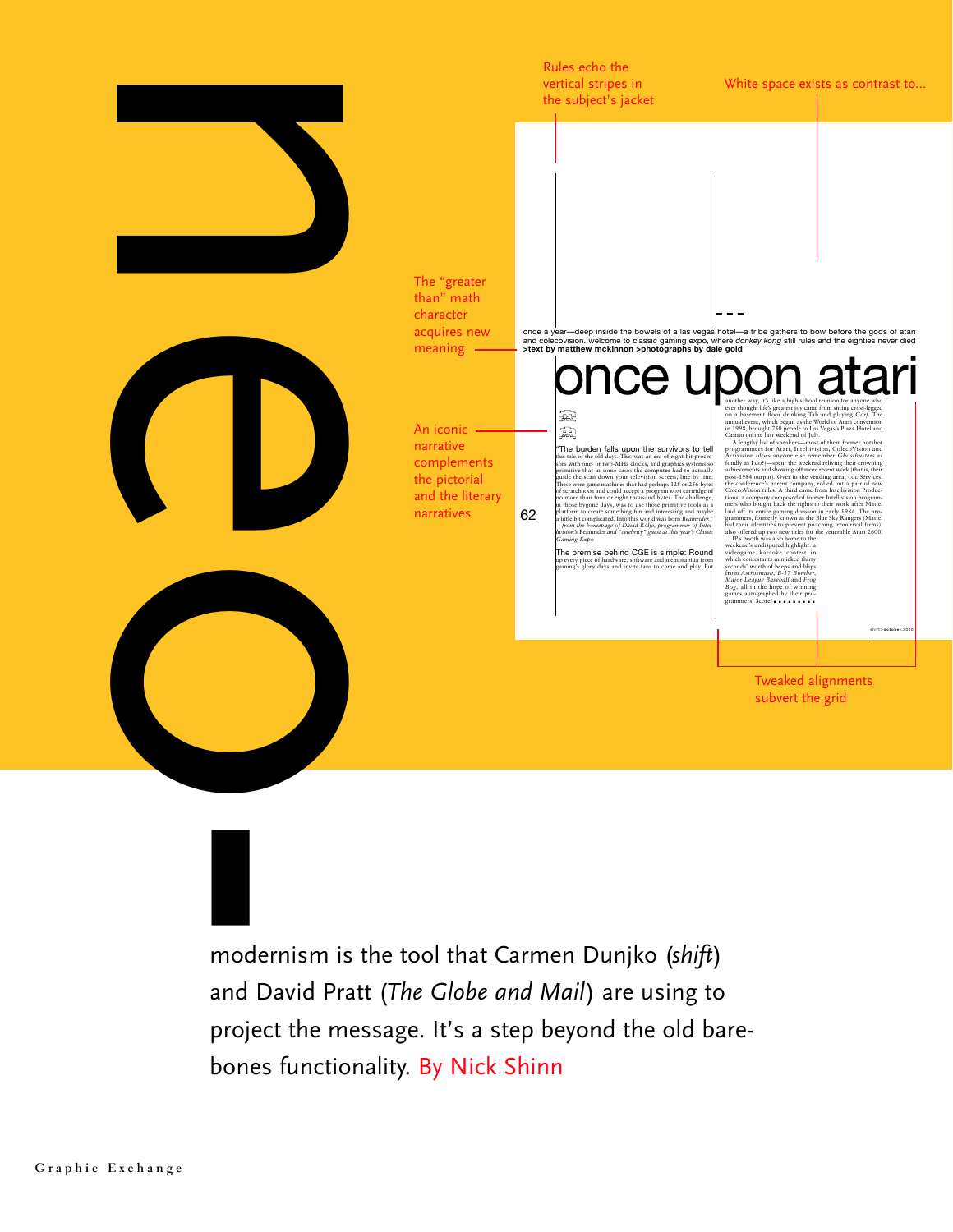# neo

modernism is the tool that Carmen Dunjko (*shift*) and David Pratt (*The Globe and Mail*) are using to project the message. It's a step beyond the old bare-bones functionality. By Nick Shinn

Rules echo the vertical stripes in the subject's jacket

White space exists as contrast to...

The "greater than" math character acquires new meaning

An iconic narrative complements the pictorial and the literary narratives

Tweaked alignments subvert the grid

---

once a year—deep inside the bowels of a las vegas hotel—a tribe gathers to bow before the gods of atari and colecovision. welcome to classic gaming expo, where *donkey kong* still rules and the eighties never died

**>text by matthew mckinnon >photographs by dale gold**

## once upon atari

"The burden falls upon the survivors to tell this tale of the old days. This was an era of eight-bit processors with one- or two-MHz clocks, and graphics systems so primitive that in some cases the computer had to actually guide the scan down your television screen, line by line. These were game machines that had perhaps 128 or 256 bytes of scratch RAM and could accept a program ROM cartridge of no more than four or eight thousand bytes. The challenge, in those bygone days, was to use those primitive tools as a platform to create something fun and interesting and maybe a little bit complicated. Into this world was born *Beamrider.*" *—from the homepage of David Rolfe, programmer of Intellivision's* Beamrider *and "celebrity" guest at this year's Classic Gaming Expo*

The premise behind CGE is simple: Round up every piece of hardware, software and memorabilia from gaming's glory days and invite fans to come and play. Put another way, it's like a high-school reunion for anyone who ever thought life's greatest joy came from sitting cross-legged on a basement floor drinking Tab and playing *Gorf.* The annual event, which began as the World of Atari convention in 1998, brought 750 people to Las Vegas's Plaza Hotel and Casino on the last weekend of July.

A lengthy list of speakers—most of them former hotshot programmers for Atari, Intellivision, ColecoVision and Activision (does anyone else remember *Ghostbusters* as fondly as I do?)—spent the weekend reliving their crowning achievements and showing off more recent work (that is, their post-1984 output). Over in the vending area, CGE Services, the conference's parent company, rolled out a pair of new ColecoVision titles. A third came from Intellivision Productions, a company composed of former Intellivision programmers who bought back the rights to their work after Mattel laid off its entire gaming division in early 1984. The programmers, formerly known as the Blue Sky Rangers (Mattel hid their identities to prevent poaching from rival firms), also offered up two new titles for the venerable Atari 2600.

IP's booth was also home to the weekend's undisputed highlight: a videogame karaoke contest in which contestants mimicked thirty seconds' worth of beeps and blips from *Astrosmash, B-17 Bomber, Major League Baseball* and *Frog Bog*, all in the hope of winning games autographed by their programmers. Score!

62

shift>october.2000

Graphic Exchange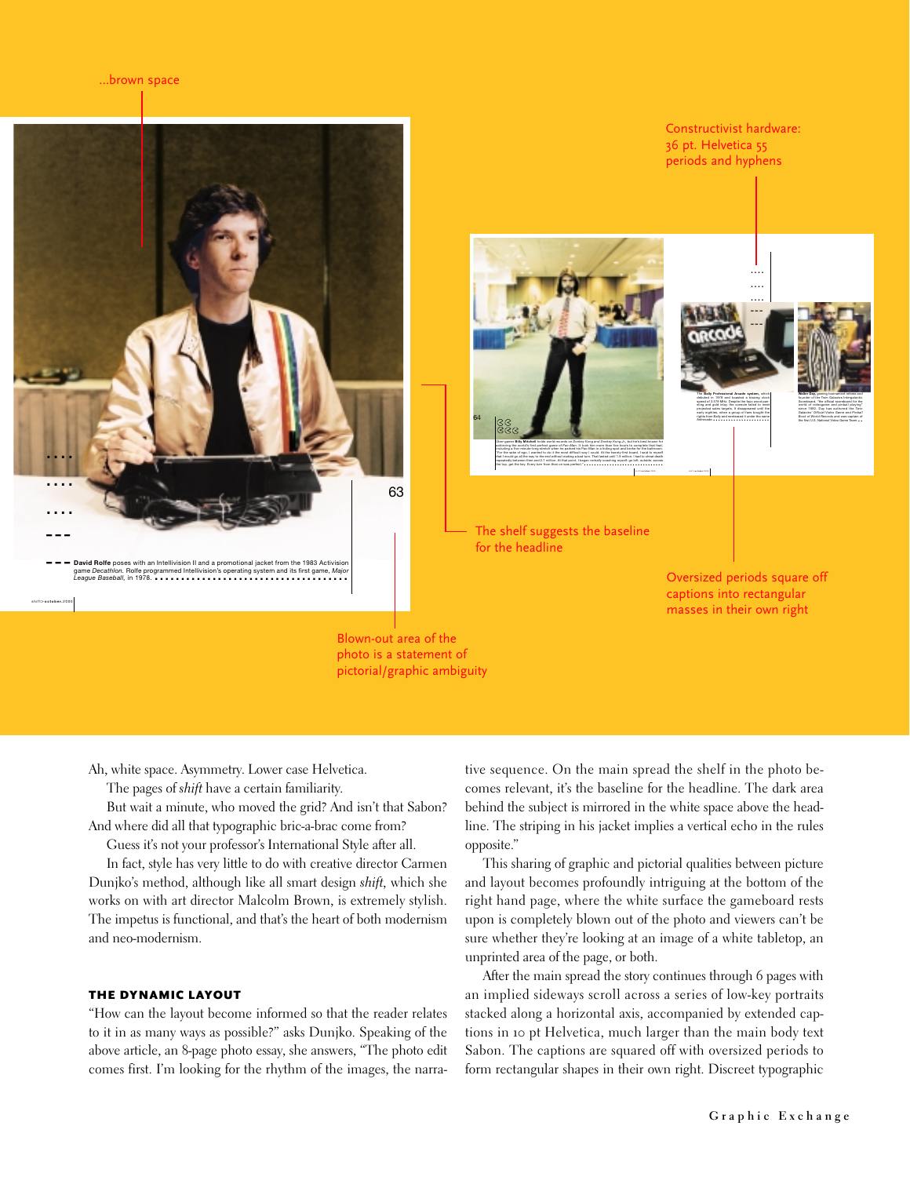...brown space

Constructivist hardware: 36 pt. Helvetica 55 periods and hyphens

The shelf suggests the baseline for the headline

Oversized periods square off captions into rectangular masses in their own right

Blown-out area of the photo is a statement of pictorial/graphic ambiguity

**David Rolfe** poses with an Intellivision II and a promotional jacket from the 1983 Activision game *Decathlon*. Rolfe programmed Intellivision's operating system and its first game, *Major League Baseball*, in 1978.

Ah, white space. Asymmetry. Lower case Helvetica.

The pages of *shift* have a certain familiarity.

But wait a minute, who moved the grid? And isn't that Sabon? And where did all that typographic bric-a-brac come from?

Guess it's not your professor's International Style after all.

In fact, style has very little to do with creative director Carmen Dunjko's method, although like all smart design *shift*, which she works on with art director Malcolm Brown, is extremely stylish. The impetus is functional, and that's the heart of both modernism and neo-modernism.

## THE DYNAMIC LAYOUT

"How can the layout become informed so that the reader relates to it in as many ways as possible?" asks Dunjko. Speaking of the above article, an 8-page photo essay, she answers, "The photo edit comes first. I'm looking for the rhythm of the images, the narrative sequence. On the main spread the shelf in the photo becomes relevant, it's the baseline for the headline. The dark area behind the subject is mirrored in the white space above the headline. The striping in his jacket implies a vertical echo in the rules opposite."

This sharing of graphic and pictorial qualities between picture and layout becomes profoundly intriguing at the bottom of the right hand page, where the white surface the gameboard rests upon is completely blown out of the photo and viewers can't be sure whether they're looking at an image of a white tabletop, an unprinted area of the page, or both.

After the main spread the story continues through 6 pages with an implied sideways scroll across a series of low-key portraits stacked along a horizontal axis, accompanied by extended captions in 10 pt Helvetica, much larger than the main body text Sabon. The captions are squared off with oversized periods to form rectangular shapes in their own right. Discreet typographic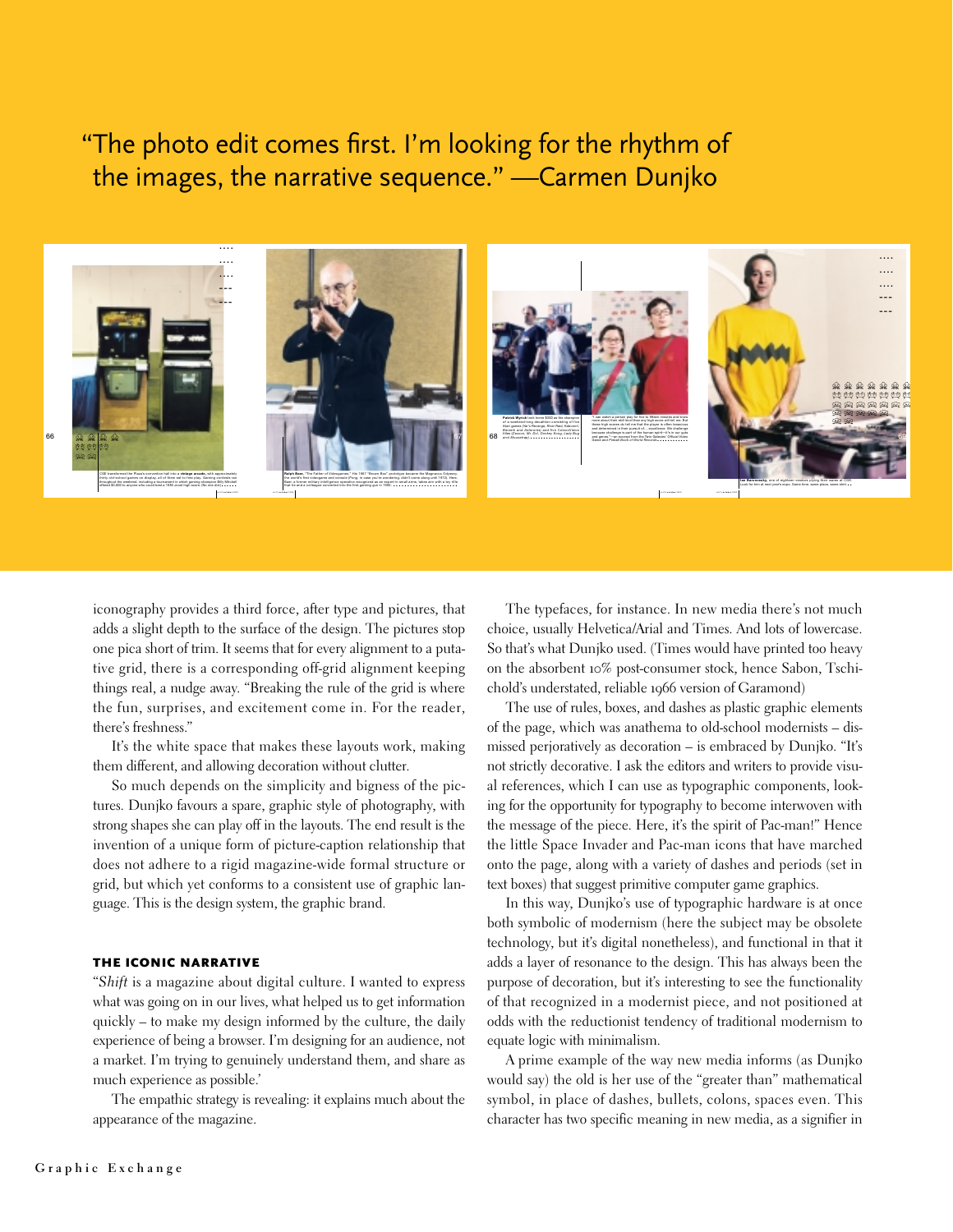"The photo edit comes first. I'm looking for the rhythm of the images, the narrative sequence." —Carmen Dunjko

iconography provides a third force, after type and pictures, that adds a slight depth to the surface of the design. The pictures stop one pica short of trim. It seems that for every alignment to a putative grid, there is a corresponding off-grid alignment keeping things real, a nudge away. "Breaking the rule of the grid is where the fun, surprises, and excitement come in. For the reader, there's freshness."

It's the white space that makes these layouts work, making them different, and allowing decoration without clutter.

So much depends on the simplicity and bigness of the pictures. Dunjko favours a spare, graphic style of photography, with strong shapes she can play off in the layouts. The end result is the invention of a unique form of picture-caption relationship that does not adhere to a rigid magazine-wide formal structure or grid, but which yet conforms to a consistent use of graphic language. This is the design system, the graphic brand.

### THE ICONIC NARRATIVE

"*Shift* is a magazine about digital culture. I wanted to express what was going on in our lives, what helped us to get information quickly – to make my design informed by the culture, the daily experience of being a browser. I'm designing for an audience, not a market. I'm trying to genuinely understand them, and share as much experience as possible.'

The empathic strategy is revealing: it explains much about the appearance of the magazine.

The typefaces, for instance. In new media there's not much choice, usually Helvetica/Arial and Times. And lots of lowercase. So that's what Dunjko used. (Times would have printed too heavy on the absorbent 10% post-consumer stock, hence Sabon, Tschichold's understated, reliable 1966 version of Garamond)

The use of rules, boxes, and dashes as plastic graphic elements of the page, which was anathema to old-school modernists – dismissed perjoratively as decoration – is embraced by Dunjko. "It's not strictly decorative. I ask the editors and writers to provide visual references, which I can use as typographic components, looking for the opportunity for typography to become interwoven with the message of the piece. Here, it's the spirit of Pac-man!" Hence the little Space Invader and Pac-man icons that have marched onto the page, along with a variety of dashes and periods (set in text boxes) that suggest primitive computer game graphics.

In this way, Dunjko's use of typographic hardware is at once both symbolic of modernism (here the subject may be obsolete technology, but it's digital nonetheless), and functional in that it adds a layer of resonance to the design. This has always been the purpose of decoration, but it's interesting to see the functionality of that recognized in a modernist piece, and not positioned at odds with the reductionist tendency of traditional modernism to equate logic with minimalism.

A prime example of the way new media informs (as Dunjko would say) the old is her use of the "greater than" mathematical symbol, in place of dashes, bullets, colons, spaces even. This character has two specific meaning in new media, as a signifier in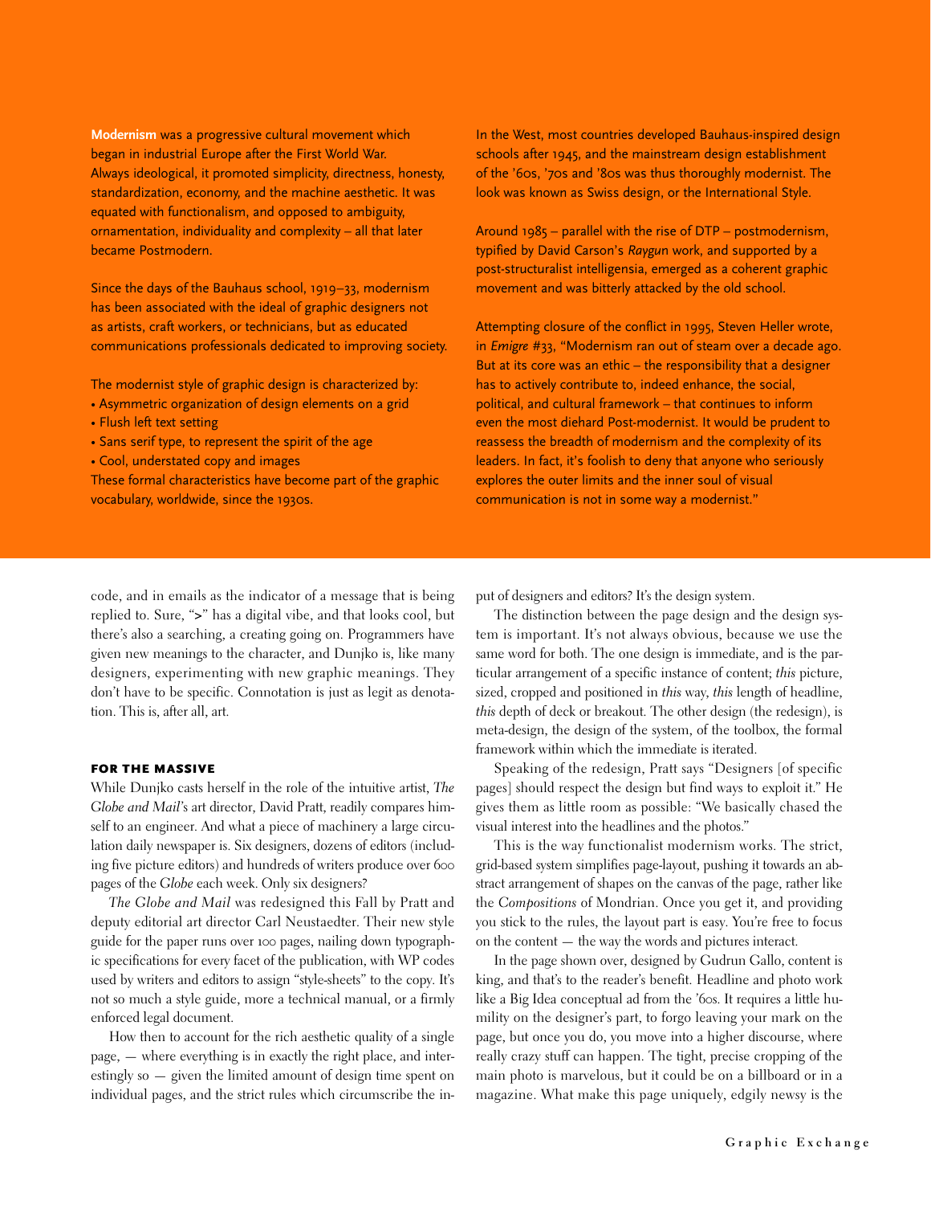**Modernism** was a progressive cultural movement which began in industrial Europe after the First World War. Always ideological, it promoted simplicity, directness, honesty, standardization, economy, and the machine aesthetic. It was equated with functionalism, and opposed to ambiguity, ornamentation, individuality and complexity – all that later became Postmodern.

Since the days of the Bauhaus school, 1919–33, modernism has been associated with the ideal of graphic designers not as artists, craft workers, or technicians, but as educated communications professionals dedicated to improving society.

The modernist style of graphic design is characterized by:

- Asymmetric organization of design elements on a grid
- Flush left text setting
- Sans serif type, to represent the spirit of the age
- Cool, understated copy and images

These formal characteristics have become part of the graphic vocabulary, worldwide, since the 1930s.

In the West, most countries developed Bauhaus-inspired design schools after 1945, and the mainstream design establishment of the '60s, '70s and '80s was thus thoroughly modernist. The look was known as Swiss design, or the International Style.

Around 1985 – parallel with the rise of DTP – postmodernism, typified by David Carson's *Raygun* work, and supported by a post-structuralist intelligensia, emerged as a coherent graphic movement and was bitterly attacked by the old school.

Attempting closure of the conflict in 1995, Steven Heller wrote, in *Emigre* #33, "Modernism ran out of steam over a decade ago. But at its core was an ethic – the responsibility that a designer has to actively contribute to, indeed enhance, the social, political, and cultural framework – that continues to inform even the most diehard Post-modernist. It would be prudent to reassess the breadth of modernism and the complexity of its leaders. In fact, it's foolish to deny that anyone who seriously explores the outer limits and the inner soul of visual communication is not in some way a modernist."

code, and in emails as the indicator of a message that is being replied to. Sure, ">" has a digital vibe, and that looks cool, but there's also a searching, a creating going on. Programmers have given new meanings to the character, and Dunjko is, like many designers, experimenting with new graphic meanings. They don't have to be specific. Connotation is just as legit as denotation. This is, after all, art.

### FOR THE MASSIVE

While Dunjko casts herself in the role of the intuitive artist, *The Globe and Mail*'s art director, David Pratt, readily compares himself to an engineer. And what a piece of machinery a large circulation daily newspaper is. Six designers, dozens of editors (including five picture editors) and hundreds of writers produce over 600 pages of the *Globe* each week. Only six designers?

*The Globe and Mail* was redesigned this Fall by Pratt and deputy editorial art director Carl Neustaedter. Their new style guide for the paper runs over 100 pages, nailing down typographic specifications for every facet of the publication, with WP codes used by writers and editors to assign "style-sheets" to the copy. It's not so much a style guide, more a technical manual, or a firmly enforced legal document.

How then to account for the rich aesthetic quality of a single page, — where everything is in exactly the right place, and interestingly so — given the limited amount of design time spent on individual pages, and the strict rules which circumscribe the input of designers and editors? It's the design system.

The distinction between the page design and the design system is important. It's not always obvious, because we use the same word for both. The one design is immediate, and is the particular arrangement of a specific instance of content; *this* picture, sized, cropped and positioned in *this* way, *this* length of headline, *this* depth of deck or breakout. The other design (the redesign), is meta-design, the design of the system, of the toolbox, the formal framework within which the immediate is iterated.

Speaking of the redesign, Pratt says "Designers [of specific pages] should respect the design but find ways to exploit it." He gives them as little room as possible: "We basically chased the visual interest into the headlines and the photos."

This is the way functionalist modernism works. The strict, grid-based system simplifies page-layout, pushing it towards an abstract arrangement of shapes on the canvas of the page, rather like the *Compositions* of Mondrian. Once you get it, and providing you stick to the rules, the layout part is easy. You're free to focus on the content — the way the words and pictures interact.

In the page shown over, designed by Gudrun Gallo, content is king, and that's to the reader's benefit. Headline and photo work like a Big Idea conceptual ad from the '60s. It requires a little humility on the designer's part, to forgo leaving your mark on the page, but once you do, you move into a higher discourse, where really crazy stuff can happen. The tight, precise cropping of the main photo is marvelous, but it could be on a billboard or in a magazine. What make this page uniquely, edgily newsy is the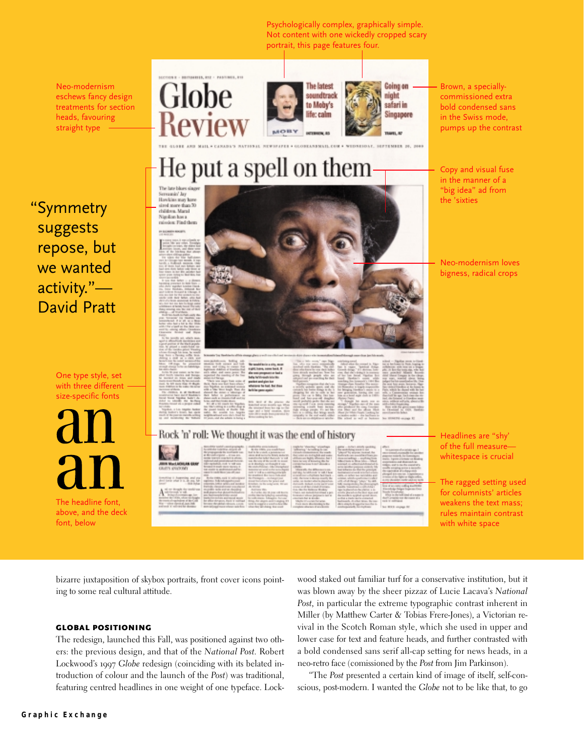Psychologically complex, graphically simple. Not content with one wickedly cropped scary portrait, this page features four.

Neo-modernism eschews fancy design treatments for section heads, favouring straight type

Brown, a specially-commissioned extra bold condensed sans in the Swiss mode, pumps up the contrast

Copy and visual fuse in the manner of a "big idea" ad from the 'sixties

"Symmetry suggests repose, but we wanted activity."— David Pratt

Neo-modernism loves bigness, radical crops

One type style, set with three different size-specific fonts

an

an

The headline font, above, and the deck font, below

Headlines are "shy" of the full measure—whitespace is crucial

The ragged setting used for columnists' articles weakens the text mass; rules maintain contrast with white space

bizarre juxtaposition of skybox portraits, front cover icons pointing to some real cultural attitude.

### GLOBAL POSITIONING

The redesign, launched this Fall, was positioned against two others: the previous design, and that of the *National Post.* Robert Lockwood's 1997 *Globe* redesign (coinciding with its belated introduction of colour and the launch of the *Post*) was traditional, featuring centred headlines in one weight of one typeface. Lockwood staked out familiar turf for a conservative institution, but it was blown away by the sheer pizzaz of Lucie Lacava's *National Post*, in particular the extreme typographic contrast inherent in Miller (by Matthew Carter & Tobias Frere-Jones), a Victorian revival in the Scotch Roman style, which she used in upper and lower case for text and feature heads, and further contrasted with a bold condensed sans serif all-cap setting for news heads, in a neo-retro face (comissioned by the *Post* from Jim Parkinson).

"The *Post* presented a certain kind of image of itself, self-conscious, post-modern. I wanted the *Globe* not to be like that, to go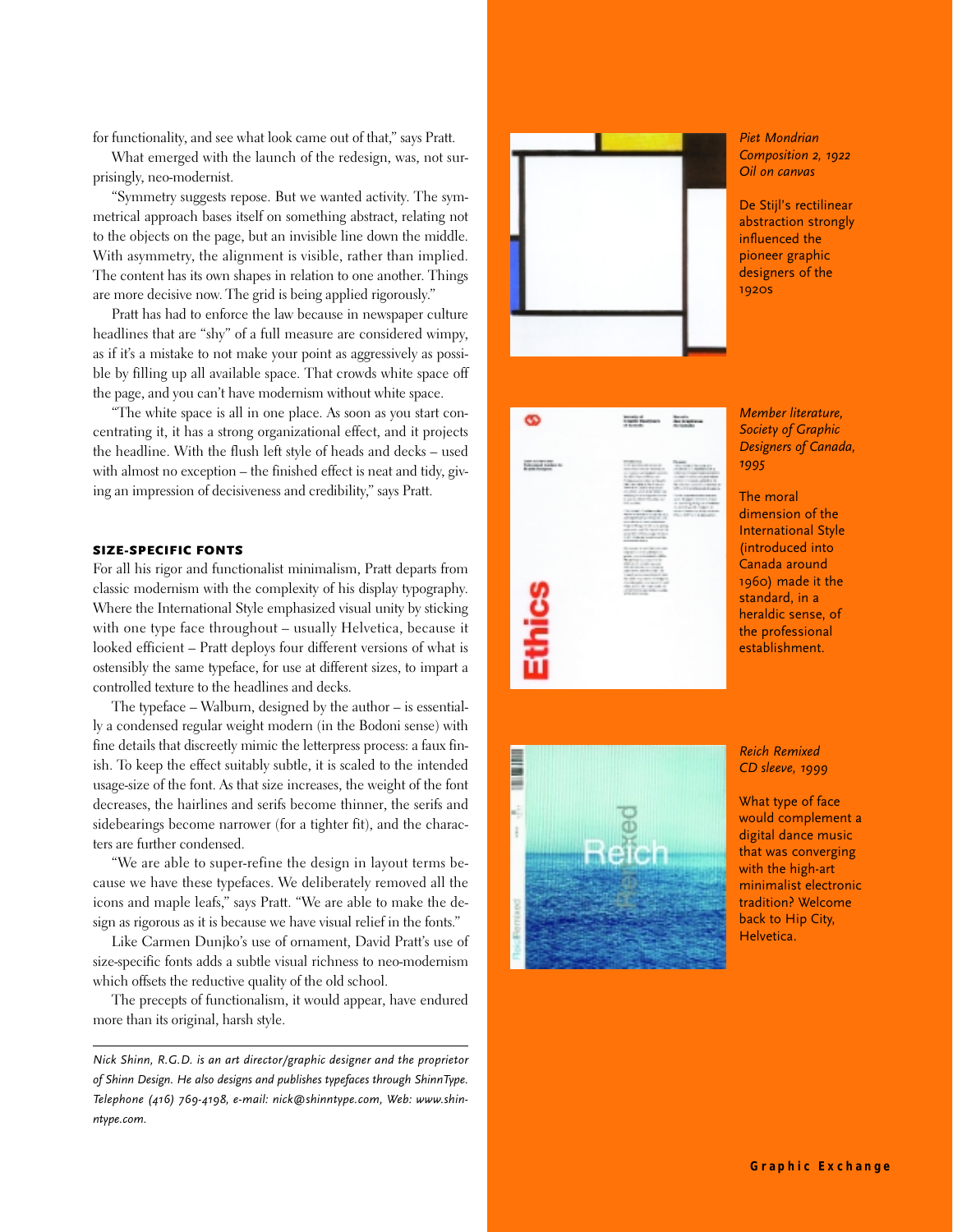for functionality, and see what look came out of that," says Pratt.

What emerged with the launch of the redesign, was, not surprisingly, neo-modernist.

"Symmetry suggests repose. But we wanted activity. The symmetrical approach bases itself on something abstract, relating not to the objects on the page, but an invisible line down the middle. With asymmetry, the alignment is visible, rather than implied. The content has its own shapes in relation to one another. Things are more decisive now. The grid is being applied rigorously."

Pratt has had to enforce the law because in newspaper culture headlines that are "shy" of a full measure are considered wimpy, as if it's a mistake to not make your point as aggressively as possible by filling up all available space. That crowds white space off the page, and you can't have modernism without white space.

"The white space is all in one place. As soon as you start concentrating it, it has a strong organizational effect, and it projects the headline. With the flush left style of heads and decks – used with almost no exception – the finished effect is neat and tidy, giving an impression of decisiveness and credibility," says Pratt.

### SIZE-SPECIFIC FONTS

For all his rigor and functionalist minimalism, Pratt departs from classic modernism with the complexity of his display typography. Where the International Style emphasized visual unity by sticking with one type face throughout – usually Helvetica, because it looked efficient – Pratt deploys four different versions of what is ostensibly the same typeface, for use at different sizes, to impart a controlled texture to the headlines and decks.

The typeface – Walburn, designed by the author – is essentially a condensed regular weight modern (in the Bodoni sense) with fine details that discreetly mimic the letterpress process: a faux finish. To keep the effect suitably subtle, it is scaled to the intended usage-size of the font. As that size increases, the weight of the font decreases, the hairlines and serifs become thinner, the serifs and sidebearings become narrower (for a tighter fit), and the characters are further condensed.

"We are able to super-refine the design in layout terms because we have these typefaces. We deliberately removed all the icons and maple leafs," says Pratt. "We are able to make the design as rigorous as it is because we have visual relief in the fonts."

Like Carmen Dunjko's use of ornament, David Pratt's use of size-specific fonts adds a subtle visual richness to neo-modernism which offsets the reductive quality of the old school.

The precepts of functionalism, it would appear, have endured more than its original, harsh style.

---

*Nick Shinn, R.G.D. is an art director/graphic designer and the proprietor of Shinn Design. He also designs and publishes typefaces through ShinnType. Telephone (416) 769-4198, e-mail: nick@shinntype.com, Web: www.shinntype.com.*

*Piet Mondrian*
*Composition 2, 1922*
*Oil on canvas*

De Stijl's rectilinear abstraction strongly influenced the pioneer graphic designers of the 1920s

*Member literature, Society of Graphic Designers of Canada, 1995*

The moral dimension of the International Style (introduced into Canada around 1960) made it the standard, in a heraldic sense, of the professional establishment.

*Reich Remixed*
*CD sleeve, 1999*

What type of face would complement a digital dance music that was converging with the high-art minimalist electronic tradition? Welcome back to Hip City, Helvetica.